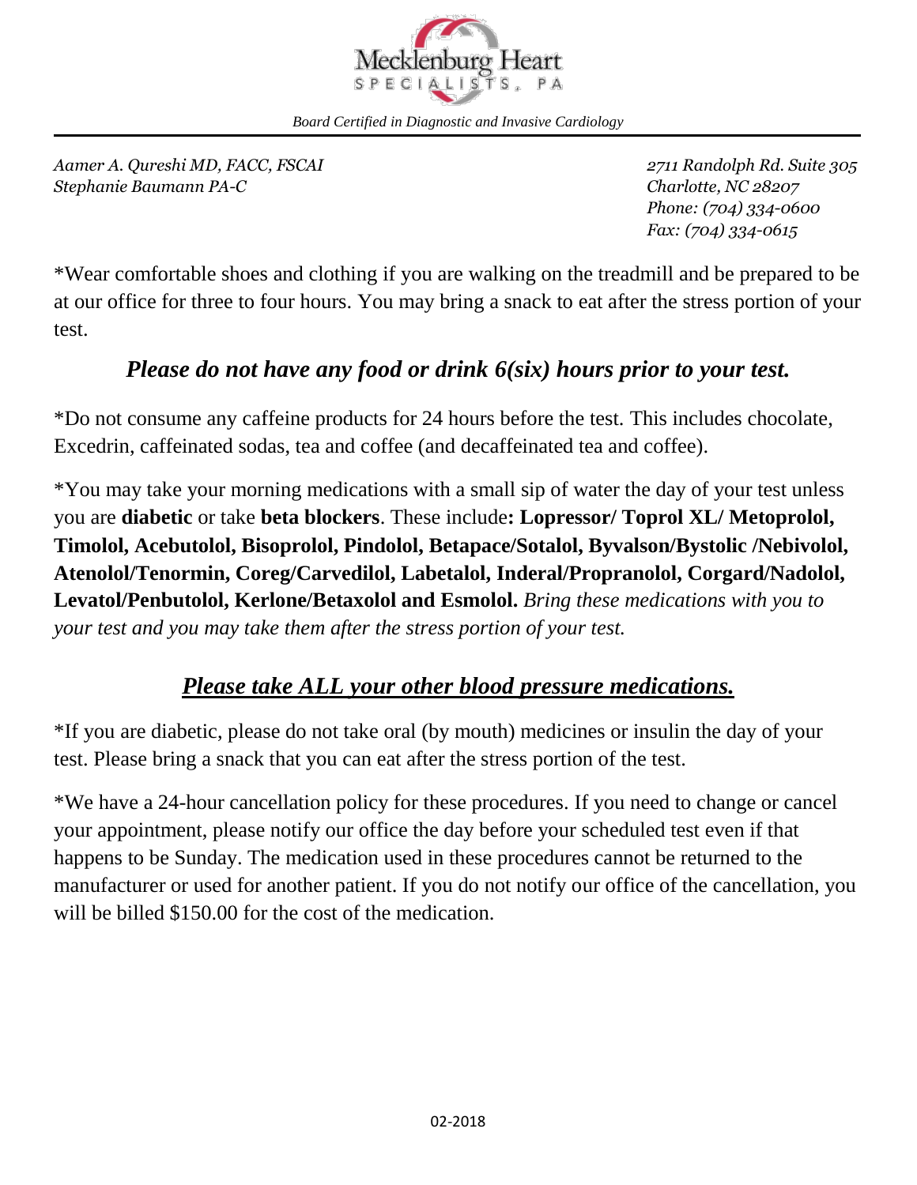# Mecklenburg Heart SPECIALISTS, PA

*Board Certified in Diagnostic and Invasive Cardiology*

*Aamer A. Qureshi MD, FACC, FSCAI*
*Stephanie Baumann PA-C*

*2711 Randolph Rd. Suite 305*
*Charlotte, NC 28207*
*Phone: (704) 334-0600*
*Fax: (704) 334-0615*

*Wear comfortable shoes and clothing if you are walking on the treadmill and be prepared to be at our office for three to four hours. You may bring a snack to eat after the stress portion of your test.

### ***Please do not have any food or drink 6(six) hours prior to your test.***

*Do not consume any caffeine products for 24 hours before the test. This includes chocolate, Excedrin, caffeinated sodas, tea and coffee (and decaffeinated tea and coffee).

*You may take your morning medications with a small sip of water the day of your test unless you are **diabetic** or take **beta blockers**. These include**: Lopressor/ Toprol XL/ Metoprolol, Timolol, Acebutolol, Bisoprolol, Pindolol, Betapace/Sotalol, Byvalson/Bystolic /Nebivolol, Atenolol/Tenormin, Coreg/Carvedilol, Labetalol, Inderal/Propranolol, Corgard/Nadolol, Levatol/Penbutolol, Kerlone/Betaxolol and Esmolol.** *Bring these medications with you to your test and you may take them after the stress portion of your test.*

### ***Please take ALL your other blood pressure medications.***

*If you are diabetic, please do not take oral (by mouth) medicines or insulin the day of your test. Please bring a snack that you can eat after the stress portion of the test.

*We have a 24-hour cancellation policy for these procedures. If you need to change or cancel your appointment, please notify our office the day before your scheduled test even if that happens to be Sunday. The medication used in these procedures cannot be returned to the manufacturer or used for another patient. If you do not notify our office of the cancellation, you will be billed $150.00 for the cost of the medication.

02-2018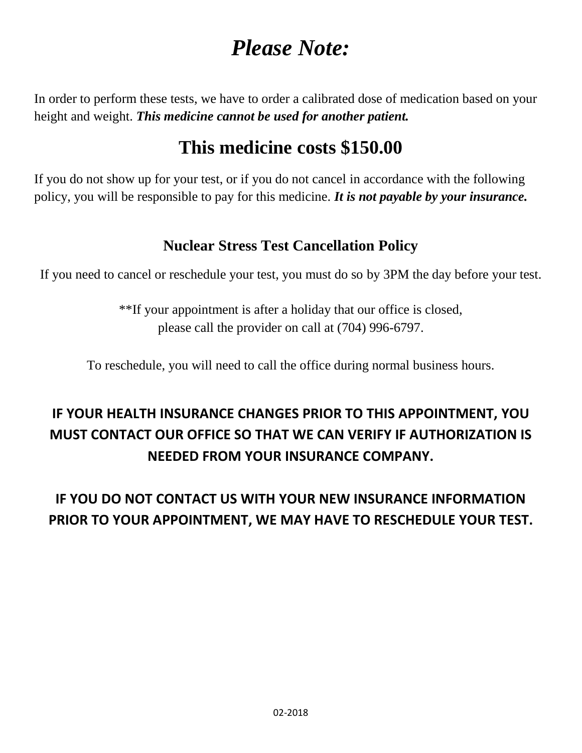# *Please Note:*

In order to perform these tests, we have to order a calibrated dose of medication based on your height and weight. ***This medicine cannot be used for another patient.***

## This medicine costs $150.00

If you do not show up for your test, or if you do not cancel in accordance with the following policy, you will be responsible to pay for this medicine. ***It is not payable by your insurance.***

### Nuclear Stress Test Cancellation Policy

If you need to cancel or reschedule your test, you must do so by 3PM the day before your test.

**If your appointment is after a holiday that our office is closed,
please call the provider on call at (704) 996-6797.

To reschedule, you will need to call the office during normal business hours.

**IF YOUR HEALTH INSURANCE CHANGES PRIOR TO THIS APPOINTMENT, YOU MUST CONTACT OUR OFFICE SO THAT WE CAN VERIFY IF AUTHORIZATION IS NEEDED FROM YOUR INSURANCE COMPANY.**

**IF YOU DO NOT CONTACT US WITH YOUR NEW INSURANCE INFORMATION PRIOR TO YOUR APPOINTMENT, WE MAY HAVE TO RESCHEDULE YOUR TEST.**

02-2018